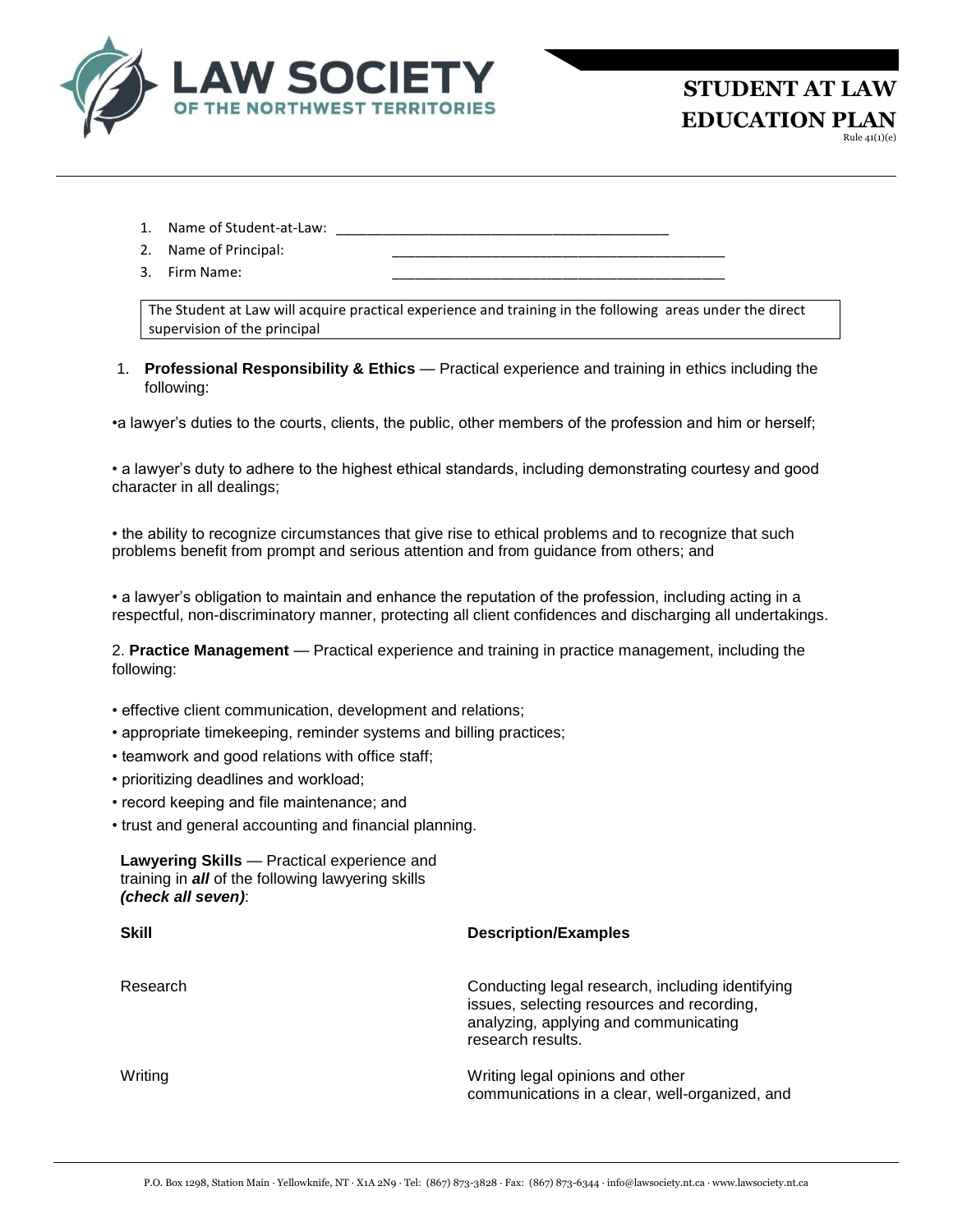# LAW SOCIETY OF THE NORTHWEST TERRITORIES

## STUDENT AT LAW EDUCATION PLAN

Rule 41(1)(e)

1. Name of Student-at-Law: ____________________________________________
2. Name of Principal: ____________________________________________
3. Firm Name: ____________________________________________

The Student at Law will acquire practical experience and training in the following areas under the direct supervision of the principal

1. **Professional Responsibility & Ethics** — Practical experience and training in ethics including the following:

- a lawyer's duties to the courts, clients, the public, other members of the profession and him or herself;

- a lawyer's duty to adhere to the highest ethical standards, including demonstrating courtesy and good character in all dealings;

- the ability to recognize circumstances that give rise to ethical problems and to recognize that such problems benefit from prompt and serious attention and from guidance from others; and

- a lawyer's obligation to maintain and enhance the reputation of the profession, including acting in a respectful, non-discriminatory manner, protecting all client confidences and discharging all undertakings.

2. **Practice Management** — Practical experience and training in practice management, including the following:

- effective client communication, development and relations;
- appropriate timekeeping, reminder systems and billing practices;
- teamwork and good relations with office staff;
- prioritizing deadlines and workload;
- record keeping and file maintenance; and
- trust and general accounting and financial planning.

**Lawyering Skills** — Practical experience and training in ***all*** of the following lawyering skills ***(check all seven)***:

| **Skill** | **Description/Examples** |
| --- | --- |
| Research | Conducting legal research, including identifying issues, selecting resources and recording, analyzing, applying and communicating research results. |
| Writing | Writing legal opinions and other communications in a clear, well-organized, and |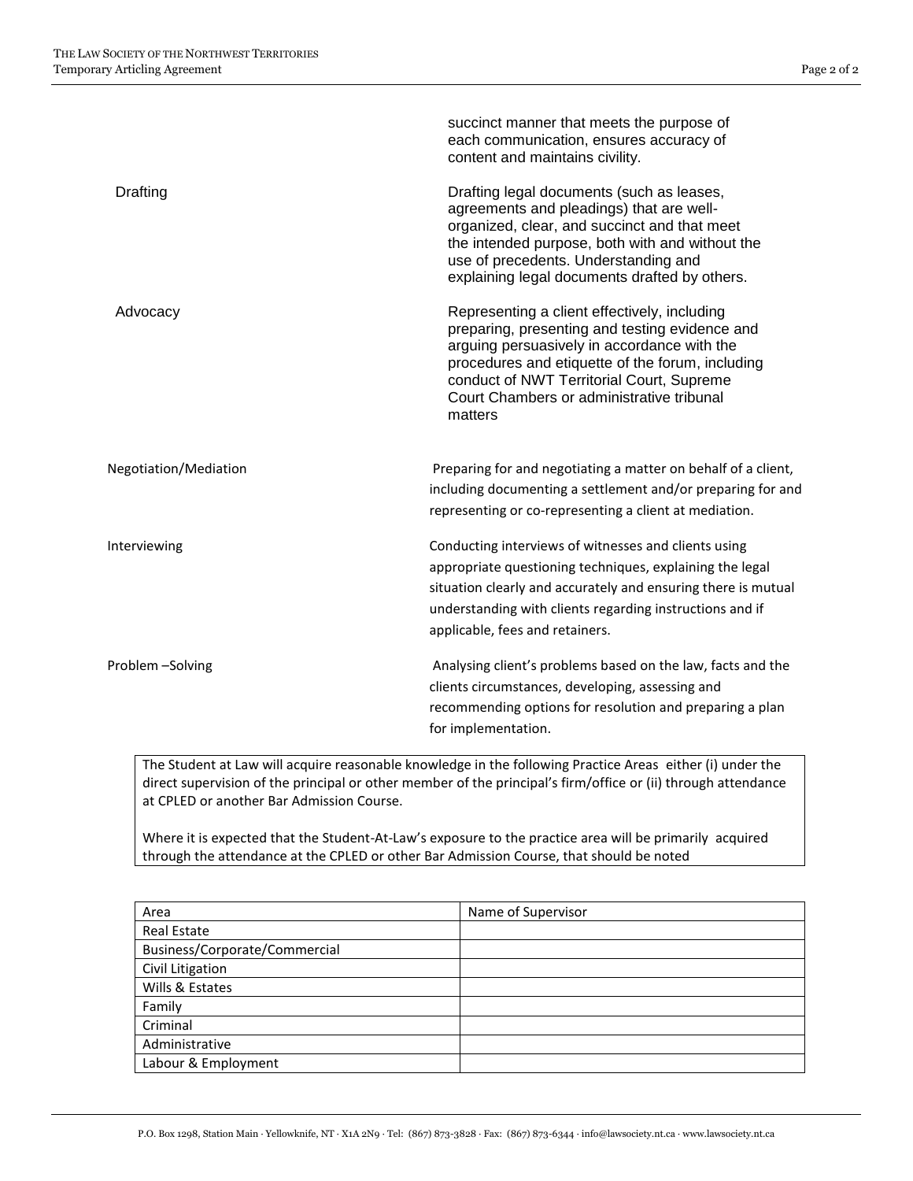| | succinct manner that meets the purpose of each communication, ensures accuracy of content and maintains civility. |
|---|---|
| Drafting | Drafting legal documents (such as leases, agreements and pleadings) that are well-organized, clear, and succinct and that meet the intended purpose, both with and without the use of precedents. Understanding and explaining legal documents drafted by others. |
| Advocacy | Representing a client effectively, including preparing, presenting and testing evidence and arguing persuasively in accordance with the procedures and etiquette of the forum, including conduct of NWT Territorial Court, Supreme Court Chambers or administrative tribunal matters |
| Negotiation/Mediation | Preparing for and negotiating a matter on behalf of a client, including documenting a settlement and/or preparing for and representing or co-representing a client at mediation. |
| Interviewing | Conducting interviews of witnesses and clients using appropriate questioning techniques, explaining the legal situation clearly and accurately and ensuring there is mutual understanding with clients regarding instructions and if applicable, fees and retainers. |
| Problem –Solving | Analysing client's problems based on the law, facts and the clients circumstances, developing, assessing and recommending options for resolution and preparing a plan for implementation. |

The Student at Law will acquire reasonable knowledge in the following Practice Areas either (i) under the direct supervision of the principal or other member of the principal's firm/office or (ii) through attendance at CPLED or another Bar Admission Course.

Where it is expected that the Student-At-Law's exposure to the practice area will be primarily acquired through the attendance at the CPLED or other Bar Admission Course, that should be noted

| Area | Name of Supervisor |
|---|---|
| Real Estate | |
| Business/Corporate/Commercial | |
| Civil Litigation | |
| Wills & Estates | |
| Family | |
| Criminal | |
| Administrative | |
| Labour & Employment | |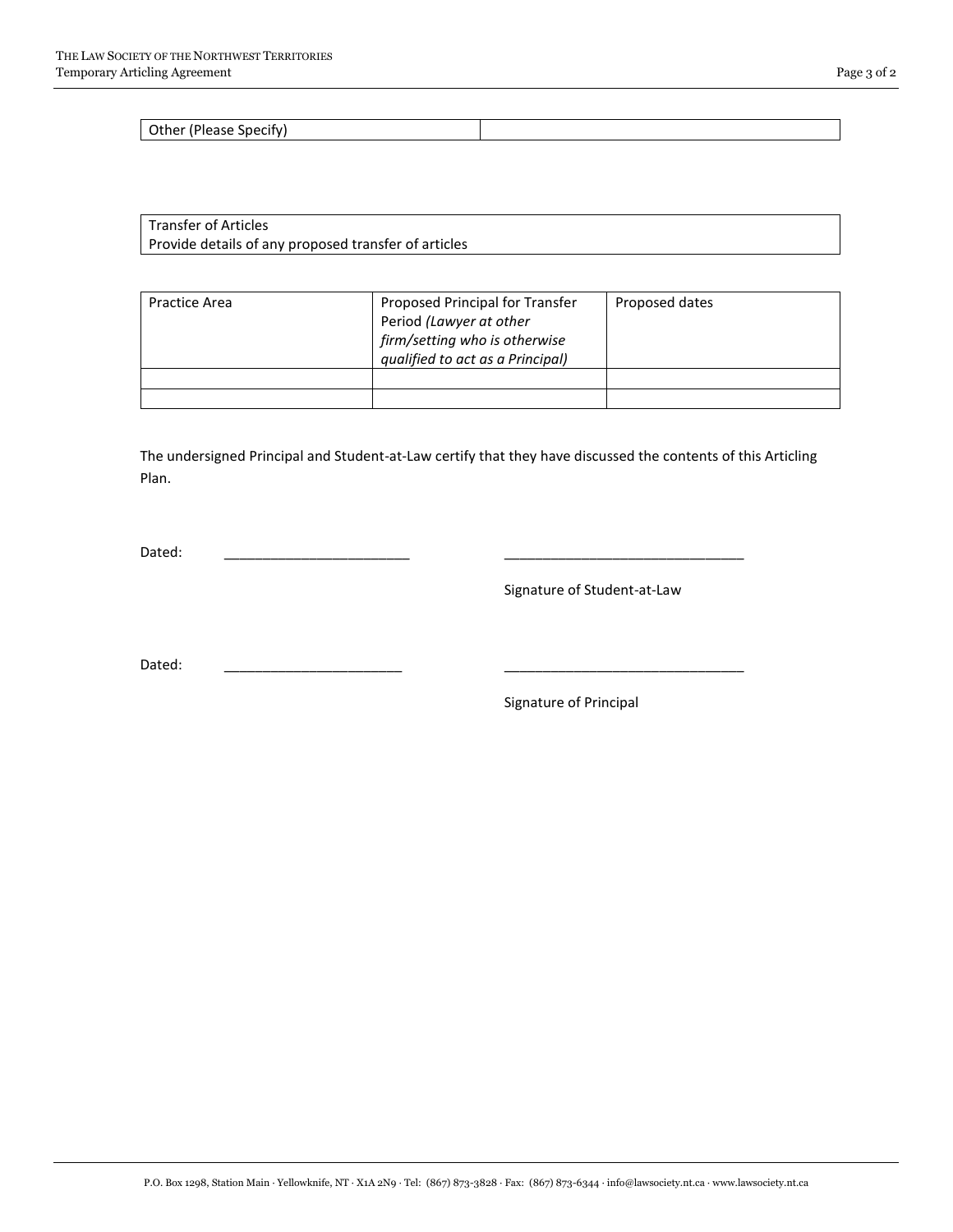| | |
|---|---|
| Other (Please Specify) | |

| |
|---|
| Transfer of Articles<br>Provide details of any proposed transfer of articles |

| Practice Area | Proposed Principal for Transfer Period *(Lawyer at other firm/setting who is otherwise qualified to act as a Principal)* | Proposed dates |
|---|---|---|
| | | |
| | | |

The undersigned Principal and Student-at-Law certify that they have discussed the contents of this Articling Plan.

Dated: _______________________ _______________________________

Signature of Student-at-Law

Dated: ______________________ _______________________________

Signature of Principal